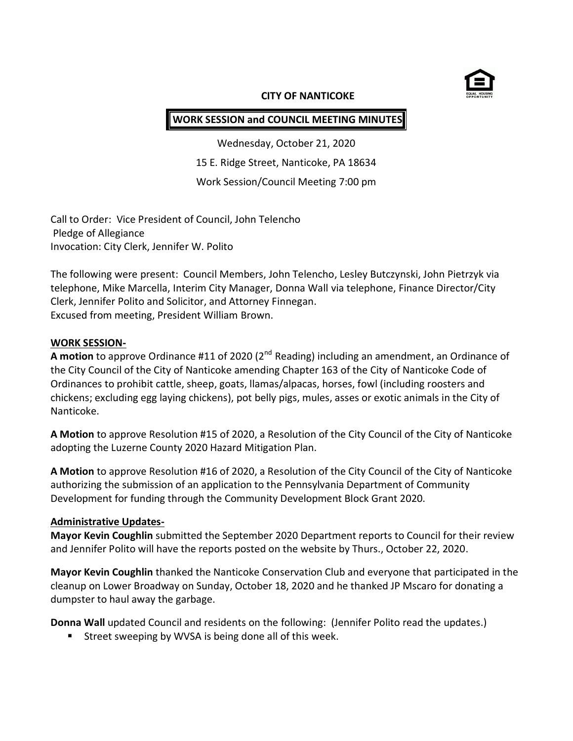**CITY OF NANTICOKE**

**WORK SESSION and COUNCIL MEETING MINUTES**

Wednesday, October 21, 2020

15 E. Ridge Street, Nanticoke, PA 18634

Work Session/Council Meeting 7:00 pm

Call to Order: Vice President of Council, John Telencho
Pledge of Allegiance
Invocation: City Clerk, Jennifer W. Polito

The following were present: Council Members, John Telencho, Lesley Butczynski, John Pietrzyk via telephone, Mike Marcella, Interim City Manager, Donna Wall via telephone, Finance Director/City Clerk, Jennifer Polito and Solicitor, and Attorney Finnegan.
Excused from meeting, President William Brown.

**WORK SESSION-**

**A motion** to approve Ordinance #11 of 2020 (2nd Reading) including an amendment, an Ordinance of the City Council of the City of Nanticoke amending Chapter 163 of the City of Nanticoke Code of Ordinances to prohibit cattle, sheep, goats, llamas/alpacas, horses, fowl (including roosters and chickens; excluding egg laying chickens), pot belly pigs, mules, asses or exotic animals in the City of Nanticoke.

**A Motion** to approve Resolution #15 of 2020, a Resolution of the City Council of the City of Nanticoke adopting the Luzerne County 2020 Hazard Mitigation Plan.

**A Motion** to approve Resolution #16 of 2020, a Resolution of the City Council of the City of Nanticoke authorizing the submission of an application to the Pennsylvania Department of Community Development for funding through the Community Development Block Grant 2020.

**Administrative Updates-**

**Mayor Kevin Coughlin** submitted the September 2020 Department reports to Council for their review and Jennifer Polito will have the reports posted on the website by Thurs., October 22, 2020.

**Mayor Kevin Coughlin** thanked the Nanticoke Conservation Club and everyone that participated in the cleanup on Lower Broadway on Sunday, October 18, 2020 and he thanked JP Mscaro for donating a dumpster to haul away the garbage.

**Donna Wall** updated Council and residents on the following: (Jennifer Polito read the updates.)

- Street sweeping by WVSA is being done all of this week.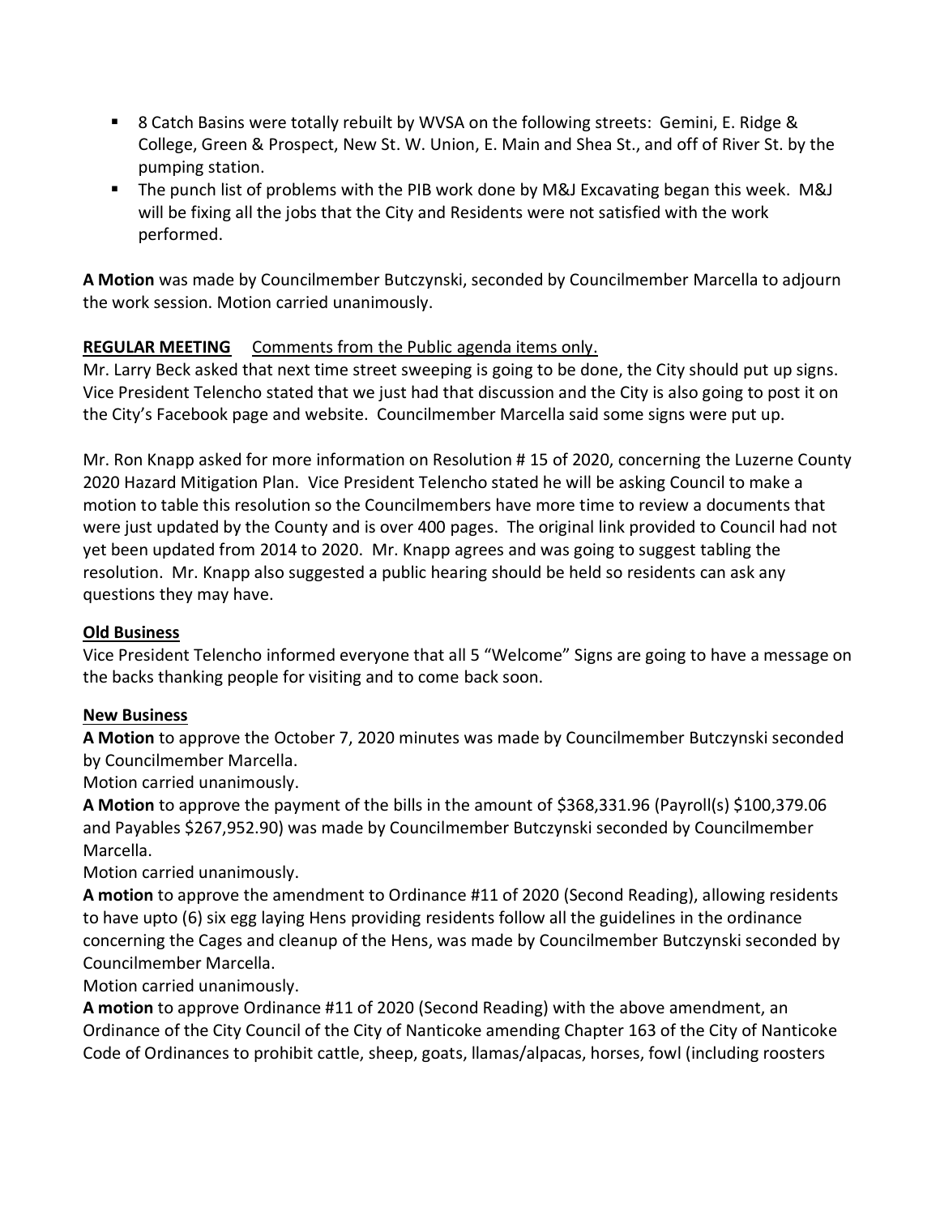- 8 Catch Basins were totally rebuilt by WVSA on the following streets: Gemini, E. Ridge & College, Green & Prospect, New St. W. Union, E. Main and Shea St., and off of River St. by the pumping station.
- The punch list of problems with the PIB work done by M&J Excavating began this week. M&J will be fixing all the jobs that the City and Residents were not satisfied with the work performed.

**A Motion** was made by Councilmember Butczynski, seconded by Councilmember Marcella to adjourn the work session. Motion carried unanimously.

**REGULAR MEETING** Comments from the Public agenda items only.

Mr. Larry Beck asked that next time street sweeping is going to be done, the City should put up signs. Vice President Telencho stated that we just had that discussion and the City is also going to post it on the City's Facebook page and website. Councilmember Marcella said some signs were put up.

Mr. Ron Knapp asked for more information on Resolution # 15 of 2020, concerning the Luzerne County 2020 Hazard Mitigation Plan. Vice President Telencho stated he will be asking Council to make a motion to table this resolution so the Councilmembers have more time to review a documents that were just updated by the County and is over 400 pages. The original link provided to Council had not yet been updated from 2014 to 2020. Mr. Knapp agrees and was going to suggest tabling the resolution. Mr. Knapp also suggested a public hearing should be held so residents can ask any questions they may have.

**Old Business**

Vice President Telencho informed everyone that all 5 "Welcome" Signs are going to have a message on the backs thanking people for visiting and to come back soon.

**New Business**

**A Motion** to approve the October 7, 2020 minutes was made by Councilmember Butczynski seconded by Councilmember Marcella.
Motion carried unanimously.

**A Motion** to approve the payment of the bills in the amount of $368,331.96 (Payroll(s) $100,379.06 and Payables $267,952.90) was made by Councilmember Butczynski seconded by Councilmember Marcella.
Motion carried unanimously.

**A motion** to approve the amendment to Ordinance #11 of 2020 (Second Reading), allowing residents to have upto (6) six egg laying Hens providing residents follow all the guidelines in the ordinance concerning the Cages and cleanup of the Hens, was made by Councilmember Butczynski seconded by Councilmember Marcella.
Motion carried unanimously.

**A motion** to approve Ordinance #11 of 2020 (Second Reading) with the above amendment, an Ordinance of the City Council of the City of Nanticoke amending Chapter 163 of the City of Nanticoke Code of Ordinances to prohibit cattle, sheep, goats, llamas/alpacas, horses, fowl (including roosters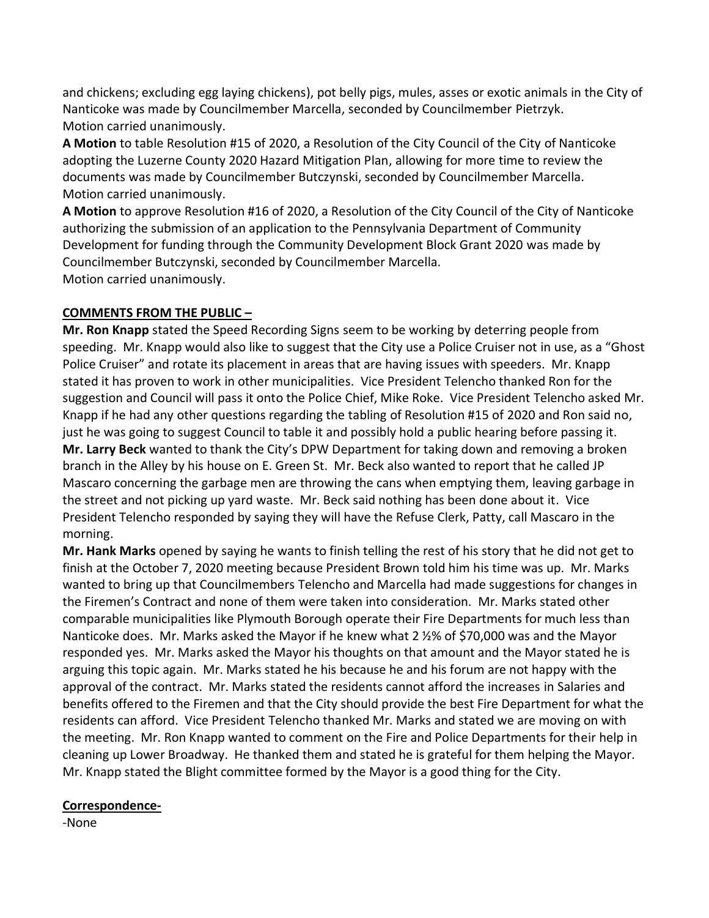and chickens; excluding egg laying chickens), pot belly pigs, mules, asses or exotic animals in the City of Nanticoke was made by Councilmember Marcella, seconded by Councilmember Pietrzyk.
Motion carried unanimously.

**A Motion** to table Resolution #15 of 2020, a Resolution of the City Council of the City of Nanticoke adopting the Luzerne County 2020 Hazard Mitigation Plan, allowing for more time to review the documents was made by Councilmember Butczynski, seconded by Councilmember Marcella.
Motion carried unanimously.

**A Motion** to approve Resolution #16 of 2020, a Resolution of the City Council of the City of Nanticoke authorizing the submission of an application to the Pennsylvania Department of Community Development for funding through the Community Development Block Grant 2020 was made by Councilmember Butczynski, seconded by Councilmember Marcella.
Motion carried unanimously.

**COMMENTS FROM THE PUBLIC –**

**Mr. Ron Knapp** stated the Speed Recording Signs seem to be working by deterring people from speeding. Mr. Knapp would also like to suggest that the City use a Police Cruiser not in use, as a "Ghost Police Cruiser" and rotate its placement in areas that are having issues with speeders. Mr. Knapp stated it has proven to work in other municipalities. Vice President Telencho thanked Ron for the suggestion and Council will pass it onto the Police Chief, Mike Roke. Vice President Telencho asked Mr. Knapp if he had any other questions regarding the tabling of Resolution #15 of 2020 and Ron said no, just he was going to suggest Council to table it and possibly hold a public hearing before passing it.
**Mr. Larry Beck** wanted to thank the City's DPW Department for taking down and removing a broken branch in the Alley by his house on E. Green St. Mr. Beck also wanted to report that he called JP Mascaro concerning the garbage men are throwing the cans when emptying them, leaving garbage in the street and not picking up yard waste. Mr. Beck said nothing has been done about it. Vice President Telencho responded by saying they will have the Refuse Clerk, Patty, call Mascaro in the morning.
**Mr. Hank Marks** opened by saying he wants to finish telling the rest of his story that he did not get to finish at the October 7, 2020 meeting because President Brown told him his time was up. Mr. Marks wanted to bring up that Councilmembers Telencho and Marcella had made suggestions for changes in the Firemen's Contract and none of them were taken into consideration. Mr. Marks stated other comparable municipalities like Plymouth Borough operate their Fire Departments for much less than Nanticoke does. Mr. Marks asked the Mayor if he knew what 2 ½% of $70,000 was and the Mayor responded yes. Mr. Marks asked the Mayor his thoughts on that amount and the Mayor stated he is arguing this topic again. Mr. Marks stated he his because he and his forum are not happy with the approval of the contract. Mr. Marks stated the residents cannot afford the increases in Salaries and benefits offered to the Firemen and that the City should provide the best Fire Department for what the residents can afford. Vice President Telencho thanked Mr. Marks and stated we are moving on with the meeting. Mr. Ron Knapp wanted to comment on the Fire and Police Departments for their help in cleaning up Lower Broadway. He thanked them and stated he is grateful for them helping the Mayor. Mr. Knapp stated the Blight committee formed by the Mayor is a good thing for the City.

**Correspondence-**

-None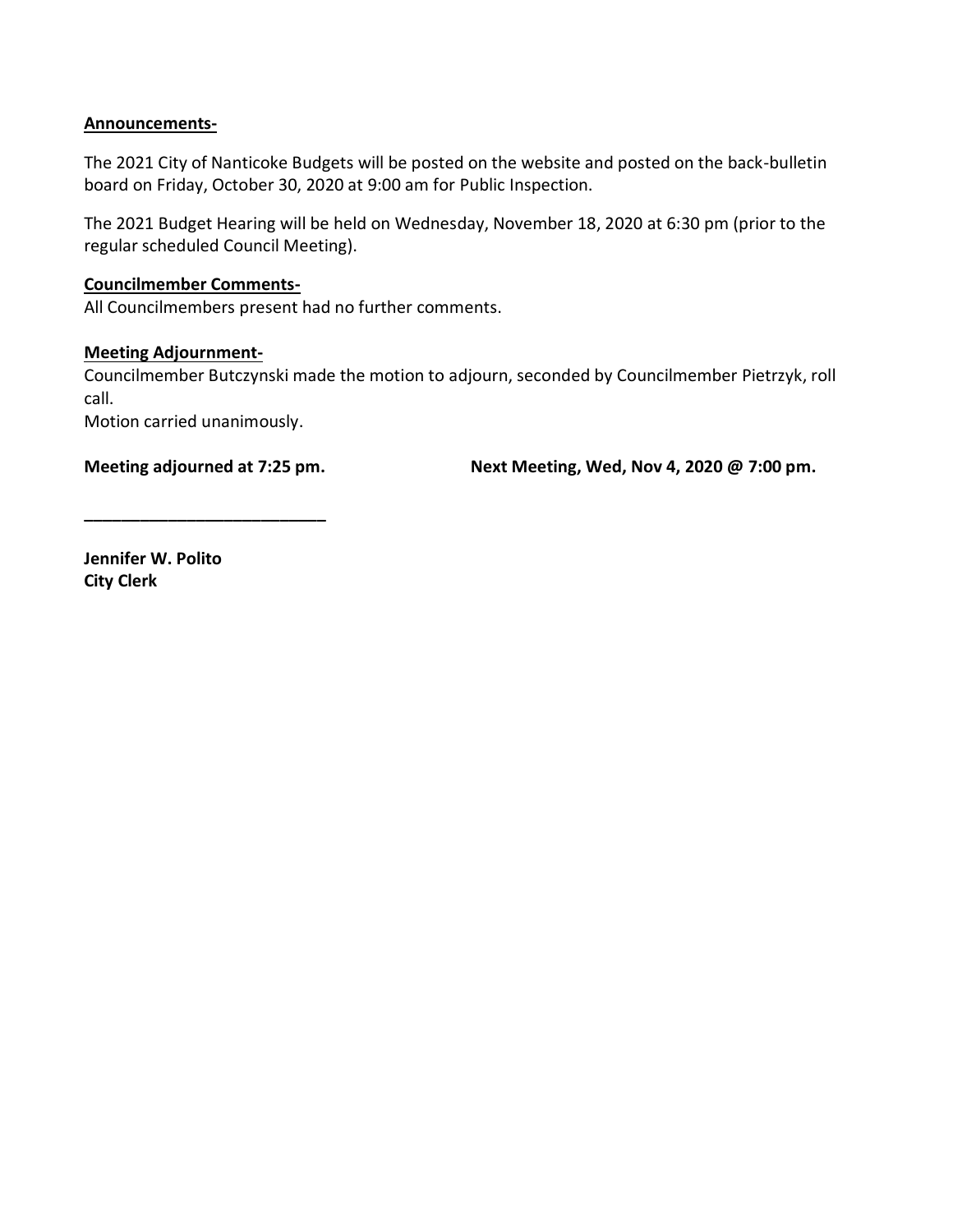**Announcements-**

The 2021 City of Nanticoke Budgets will be posted on the website and posted on the back-bulletin board on Friday, October 30, 2020 at 9:00 am for Public Inspection.

The 2021 Budget Hearing will be held on Wednesday, November 18, 2020 at 6:30 pm (prior to the regular scheduled Council Meeting).

**Councilmember Comments-**

All Councilmembers present had no further comments.

**Meeting Adjournment-**

Councilmember Butczynski made the motion to adjourn, seconded by Councilmember Pietrzyk, roll call.

Motion carried unanimously.

**Meeting adjourned at 7:25 pm.** **Next Meeting, Wed, Nov 4, 2020 @ 7:00 pm.**

___________________________

**Jennifer W. Polito**
**City Clerk**